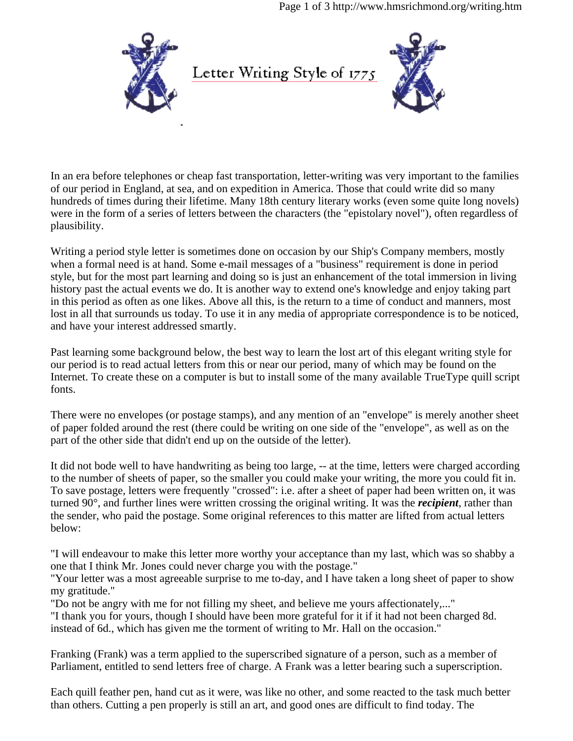# Letter Writing Style of 1775

In an era before telephones or cheap fast transportation, letter-writing was very important to the families of our period in England, at sea, and on expedition in America. Those that could write did so many hundreds of times during their lifetime. Many 18th century literary works (even some quite long novels) were in the form of a series of letters between the characters (the "epistolary novel"), often regardless of plausibility.

Writing a period style letter is sometimes done on occasion by our Ship's Company members, mostly when a formal need is at hand. Some e-mail messages of a "business" requirement is done in period style, but for the most part learning and doing so is just an enhancement of the total immersion in living history past the actual events we do. It is another way to extend one's knowledge and enjoy taking part in this period as often as one likes. Above all this, is the return to a time of conduct and manners, most lost in all that surrounds us today. To use it in any media of appropriate correspondence is to be noticed, and have your interest addressed smartly.

Past learning some background below, the best way to learn the lost art of this elegant writing style for our period is to read actual letters from this or near our period, many of which may be found on the Internet. To create these on a computer is but to install some of the many available TrueType quill script fonts.

There were no envelopes (or postage stamps), and any mention of an "envelope" is merely another sheet of paper folded around the rest (there could be writing on one side of the "envelope", as well as on the part of the other side that didn't end up on the outside of the letter).

It did not bode well to have handwriting as being too large, -- at the time, letters were charged according to the number of sheets of paper, so the smaller you could make your writing, the more you could fit in. To save postage, letters were frequently "crossed": i.e. after a sheet of paper had been written on, it was turned 90°, and further lines were written crossing the original writing. It was the ***recipient***, rather than the sender, who paid the postage. Some original references to this matter are lifted from actual letters below:

"I will endeavour to make this letter more worthy your acceptance than my last, which was so shabby a one that I think Mr. Jones could never charge you with the postage."
"Your letter was a most agreeable surprise to me to-day, and I have taken a long sheet of paper to show my gratitude."
"Do not be angry with me for not filling my sheet, and believe me yours affectionately,..."
"I thank you for yours, though I should have been more grateful for it if it had not been charged 8d. instead of 6d., which has given me the torment of writing to Mr. Hall on the occasion."

Franking (Frank) was a term applied to the superscribed signature of a person, such as a member of Parliament, entitled to send letters free of charge. A Frank was a letter bearing such a superscription.

Each quill feather pen, hand cut as it were, was like no other, and some reacted to the task much better than others. Cutting a pen properly is still an art, and good ones are difficult to find today. The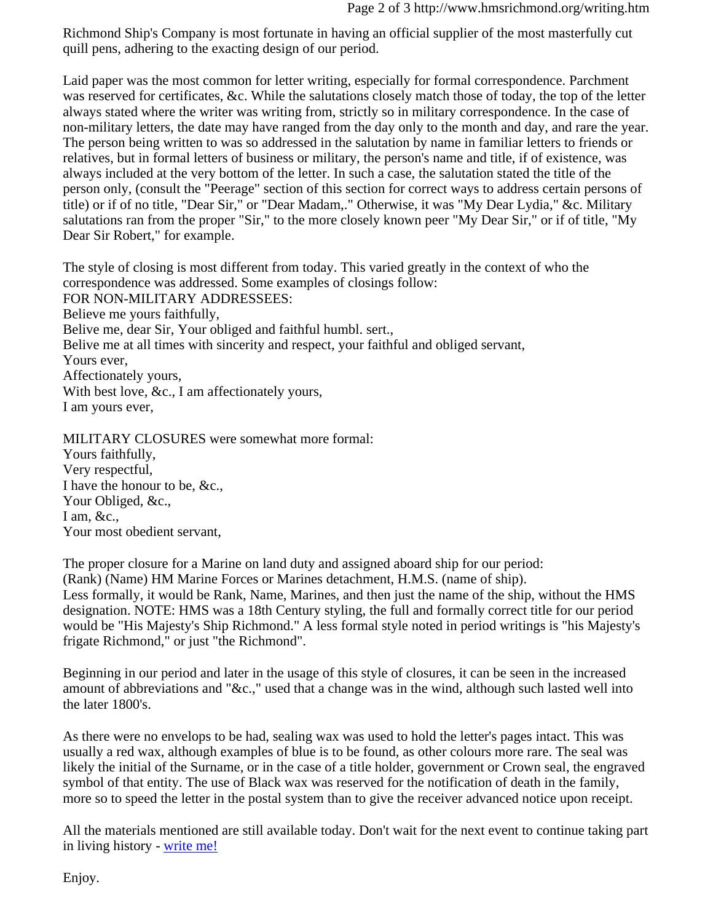Richmond Ship's Company is most fortunate in having an official supplier of the most masterfully cut quill pens, adhering to the exacting design of our period.

Laid paper was the most common for letter writing, especially for formal correspondence. Parchment was reserved for certificates, &c. While the salutations closely match those of today, the top of the letter always stated where the writer was writing from, strictly so in military correspondence. In the case of non-military letters, the date may have ranged from the day only to the month and day, and rare the year. The person being written to was so addressed in the salutation by name in familiar letters to friends or relatives, but in formal letters of business or military, the person's name and title, if of existence, was always included at the very bottom of the letter. In such a case, the salutation stated the title of the person only, (consult the "Peerage" section of this section for correct ways to address certain persons of title) or if of no title, "Dear Sir," or "Dear Madam,." Otherwise, it was "My Dear Lydia," &c. Military salutations ran from the proper "Sir," to the more closely known peer "My Dear Sir," or if of title, "My Dear Sir Robert," for example.

The style of closing is most different from today. This varied greatly in the context of who the correspondence was addressed. Some examples of closings follow:
FOR NON-MILITARY ADDRESSEES:
Believe me yours faithfully,
Belive me, dear Sir, Your obliged and faithful humbl. sert.,
Belive me at all times with sincerity and respect, your faithful and obliged servant,
Yours ever,
Affectionately yours,
With best love, &c., I am affectionately yours,
I am yours ever,

MILITARY CLOSURES were somewhat more formal:
Yours faithfully,
Very respectful,
I have the honour to be, &c.,
Your Obliged, &c.,
I am, &c.,
Your most obedient servant,

The proper closure for a Marine on land duty and assigned aboard ship for our period:
(Rank) (Name) HM Marine Forces or Marines detachment, H.M.S. (name of ship).
Less formally, it would be Rank, Name, Marines, and then just the name of the ship, without the HMS designation. NOTE: HMS was a 18th Century styling, the full and formally correct title for our period would be "His Majesty's Ship Richmond." A less formal style noted in period writings is "his Majesty's frigate Richmond," or just "the Richmond".

Beginning in our period and later in the usage of this style of closures, it can be seen in the increased amount of abbreviations and "&c.," used that a change was in the wind, although such lasted well into the later 1800's.

As there were no envelops to be had, sealing wax was used to hold the letter's pages intact. This was usually a red wax, although examples of blue is to be found, as other colours more rare. The seal was likely the initial of the Surname, or in the case of a title holder, government or Crown seal, the engraved symbol of that entity. The use of Black wax was reserved for the notification of death in the family, more so to speed the letter in the postal system than to give the receiver advanced notice upon receipt.

All the materials mentioned are still available today. Don't wait for the next event to continue taking part in living history - write me!

Enjoy.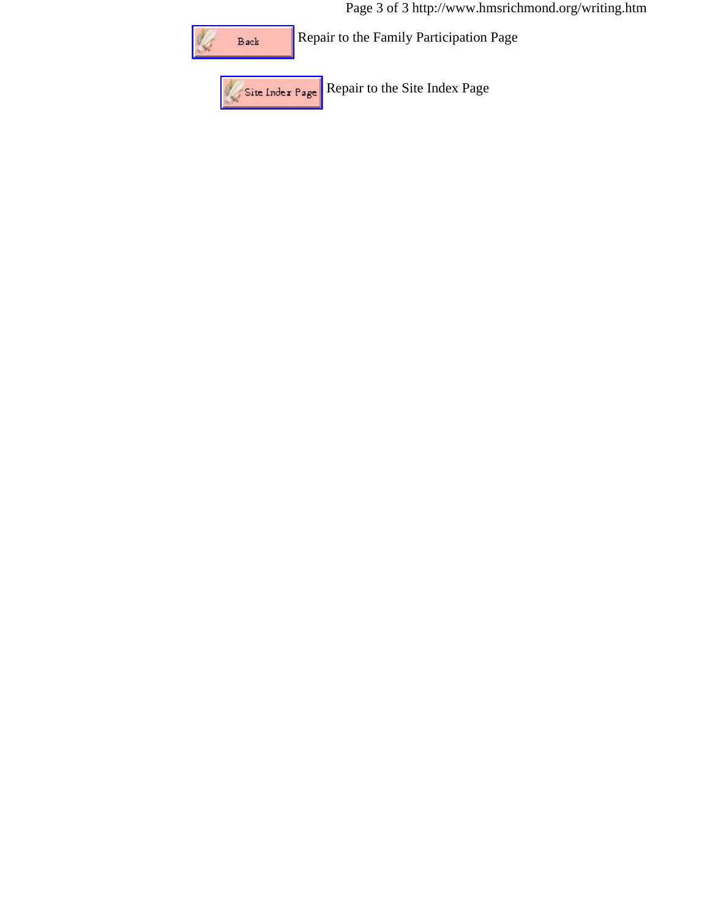Back Repair to the Family Participation Page

Site Index Page Repair to the Site Index Page